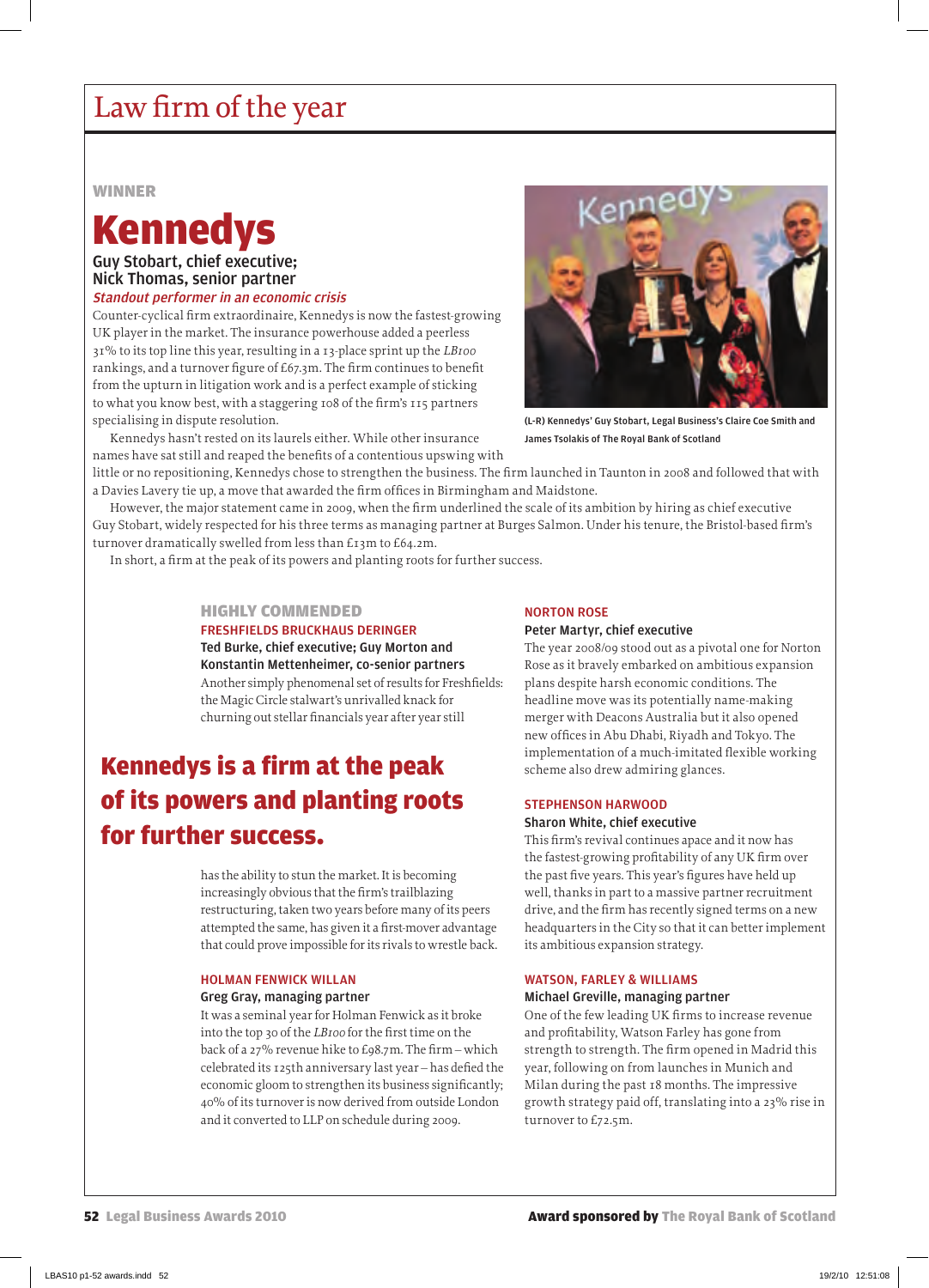# Law firm of the year

WINNER

## Kennedys

**Guy Stobart, chief executive; Nick Thomas, senior partner**

***Standout performer in an economic crisis***

Counter-cyclical firm extraordinaire, Kennedys is now the fastest-growing UK player in the market. The insurance powerhouse added a peerless 31% to its top line this year, resulting in a 13-place sprint up the *LB100* rankings, and a turnover figure of £67.3m. The firm continues to benefit from the upturn in litigation work and is a perfect example of sticking to what you know best, with a staggering 108 of the firm's 115 partners specialising in dispute resolution.

Kennedys hasn't rested on its laurels either. While other insurance names have sat still and reaped the benefits of a contentious upswing with little or no repositioning, Kennedys chose to strengthen the business. The firm launched in Taunton in 2008 and followed that with a Davies Lavery tie up, a move that awarded the firm offices in Birmingham and Maidstone.

However, the major statement came in 2009, when the firm underlined the scale of its ambition by hiring as chief executive Guy Stobart, widely respected for his three terms as managing partner at Burges Salmon. Under his tenure, the Bristol-based firm's turnover dramatically swelled from less than £13m to £64.2m.

In short, a firm at the peak of its powers and planting roots for further success.

(L-R) Kennedys' Guy Stobart, Legal Business's Claire Coe Smith and James Tsolakis of The Royal Bank of Scotland

### HIGHLY COMMENDED

**FRESHFIELDS BRUCKHAUS DERINGER**

**Ted Burke, chief executive; Guy Morton and Konstantin Mettenheimer, co-senior partners**

Another simply phenomenal set of results for Freshfields: the Magic Circle stalwart's unrivalled knack for churning out stellar financials year after year still has the ability to stun the market. It is becoming increasingly obvious that the firm's trailblazing restructuring, taken two years before many of its peers attempted the same, has given it a first-mover advantage that could prove impossible for its rivals to wrestle back.

> **Kennedys is a firm at the peak of its powers and planting roots for further success.**

**HOLMAN FENWICK WILLAN**

**Greg Gray, managing partner**

It was a seminal year for Holman Fenwick as it broke into the top 30 of the *LB100* for the first time on the back of a 27% revenue hike to £98.7m. The firm – which celebrated its 125th anniversary last year – has defied the economic gloom to strengthen its business significantly; 40% of its turnover is now derived from outside London and it converted to LLP on schedule during 2009.

**NORTON ROSE**

**Peter Martyr, chief executive**

The year 2008/09 stood out as a pivotal one for Norton Rose as it bravely embarked on ambitious expansion plans despite harsh economic conditions. The headline move was its potentially name-making merger with Deacons Australia but it also opened new offices in Abu Dhabi, Riyadh and Tokyo. The implementation of a much-imitated flexible working scheme also drew admiring glances.

**STEPHENSON HARWOOD**

**Sharon White, chief executive**

This firm's revival continues apace and it now has the fastest-growing profitability of any UK firm over the past five years. This year's figures have held up well, thanks in part to a massive partner recruitment drive, and the firm has recently signed terms on a new headquarters in the City so that it can better implement its ambitious expansion strategy.

**WATSON, FARLEY & WILLIAMS**

**Michael Greville, managing partner**

One of the few leading UK firms to increase revenue and profitability, Watson Farley has gone from strength to strength. The firm opened in Madrid this year, following on from launches in Munich and Milan during the past 18 months. The impressive growth strategy paid off, translating into a 23% rise in turnover to £72.5m.

**Award sponsored by** The Royal Bank of Scotland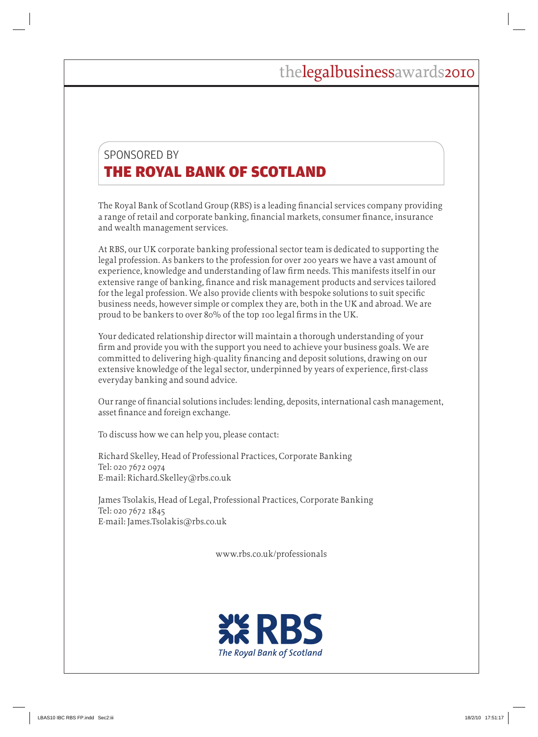thelegalbusinessawards2010

SPONSORED BY

## THE ROYAL BANK OF SCOTLAND

The Royal Bank of Scotland Group (RBS) is a leading financial services company providing a range of retail and corporate banking, financial markets, consumer finance, insurance and wealth management services.

At RBS, our UK corporate banking professional sector team is dedicated to supporting the legal profession. As bankers to the profession for over 200 years we have a vast amount of experience, knowledge and understanding of law firm needs. This manifests itself in our extensive range of banking, finance and risk management products and services tailored for the legal profession. We also provide clients with bespoke solutions to suit specific business needs, however simple or complex they are, both in the UK and abroad. We are proud to be bankers to over 80% of the top 100 legal firms in the UK.

Your dedicated relationship director will maintain a thorough understanding of your firm and provide you with the support you need to achieve your business goals. We are committed to delivering high-quality financing and deposit solutions, drawing on our extensive knowledge of the legal sector, underpinned by years of experience, first-class everyday banking and sound advice.

Our range of financial solutions includes: lending, deposits, international cash management, asset finance and foreign exchange.

To discuss how we can help you, please contact:

Richard Skelley, Head of Professional Practices, Corporate Banking
Tel: 020 7672 0974
E-mail: Richard.Skelley@rbs.co.uk

James Tsolakis, Head of Legal, Professional Practices, Corporate Banking
Tel: 020 7672 1845
E-mail: James.Tsolakis@rbs.co.uk

www.rbs.co.uk/professionals

RBS
The Royal Bank of Scotland